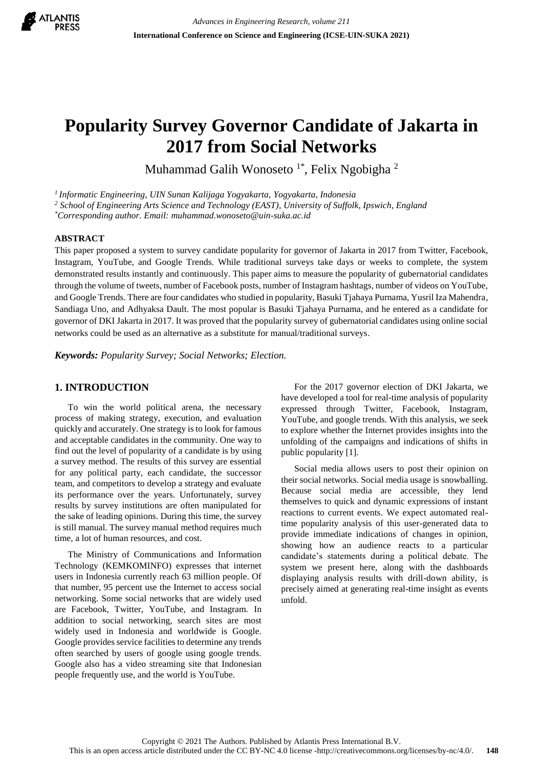# Popularity Survey Governor Candidate of Jakarta in 2017 from Social Networks

Muhammad Galih Wonoseto [1*], Felix Ngobigha [2]

[1] *Informatic Engineering, UIN Sunan Kalijaga Yogyakarta, Yogyakarta, Indonesia*
[2] *School of Engineering Arts Science and Technology (EAST), University of Suffolk, Ipswich, England*
[*] *Corresponding author. Email: muhammad.wonoseto@uin-suka.ac.id*

## ABSTRACT

This paper proposed a system to survey candidate popularity for governor of Jakarta in 2017 from Twitter, Facebook, Instagram, YouTube, and Google Trends. While traditional surveys take days or weeks to complete, the system demonstrated results instantly and continuously. This paper aims to measure the popularity of gubernatorial candidates through the volume of tweets, number of Facebook posts, number of Instagram hashtags, number of videos on YouTube, and Google Trends. There are four candidates who studied in popularity, Basuki Tjahaya Purnama, Yusril Iza Mahendra, Sandiaga Uno, and Adhyaksa Dault. The most popular is Basuki Tjahaya Purnama, and he entered as a candidate for governor of DKI Jakarta in 2017. It was proved that the popularity survey of gubernatorial candidates using online social networks could be used as an alternative as a substitute for manual/traditional surveys.

***Keywords:*** *Popularity Survey; Social Networks; Election.*

## 1. INTRODUCTION

To win the world political arena, the necessary process of making strategy, execution, and evaluation quickly and accurately. One strategy is to look for famous and acceptable candidates in the community. One way to find out the level of popularity of a candidate is by using a survey method. The results of this survey are essential for any political party, each candidate, the successor team, and competitors to develop a strategy and evaluate its performance over the years. Unfortunately, survey results by survey institutions are often manipulated for the sake of leading opinions. During this time, the survey is still manual. The survey manual method requires much time, a lot of human resources, and cost.

The Ministry of Communications and Information Technology (KEMKOMINFO) expresses that internet users in Indonesia currently reach 63 million people. Of that number, 95 percent use the Internet to access social networking. Some social networks that are widely used are Facebook, Twitter, YouTube, and Instagram. In addition to social networking, search sites are most widely used in Indonesia and worldwide is Google. Google provides service facilities to determine any trends often searched by users of google using google trends. Google also has a video streaming site that Indonesian people frequently use, and the world is YouTube.

For the 2017 governor election of DKI Jakarta, we have developed a tool for real-time analysis of popularity expressed through Twitter, Facebook, Instagram, YouTube, and google trends. With this analysis, we seek to explore whether the Internet provides insights into the unfolding of the campaigns and indications of shifts in public popularity [1].

Social media allows users to post their opinion on their social networks. Social media usage is snowballing. Because social media are accessible, they lend themselves to quick and dynamic expressions of instant reactions to current events. We expect automated real-time popularity analysis of this user-generated data to provide immediate indications of changes in opinion, showing how an audience reacts to a particular candidate's statements during a political debate. The system we present here, along with the dashboards displaying analysis results with drill-down ability, is precisely aimed at generating real-time insight as events unfold.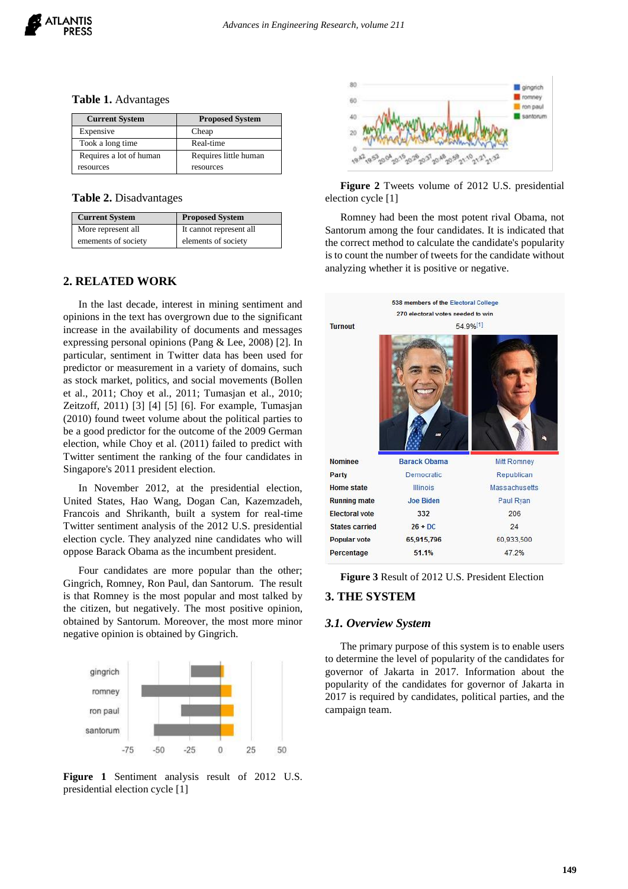**Table 1.** Advantages

| Current System | Proposed System |
|---|---|
| Expensive | Cheap |
| Took a long time | Real-time |
| Requires a lot of human resources | Requires little human resources |

**Table 2.** Disadvantages

| Current System | Proposed System |
|---|---|
| More represent all emements of society | It cannot represent all elements of society |

## 2. RELATED WORK

In the last decade, interest in mining sentiment and opinions in the text has overgrown due to the significant increase in the availability of documents and messages expressing personal opinions (Pang & Lee, 2008) [2]. In particular, sentiment in Twitter data has been used for predictor or measurement in a variety of domains, such as stock market, politics, and social movements (Bollen et al., 2011; Choy et al., 2011; Tumasjan et al., 2010; Zeitzoff, 2011) [3] [4] [5] [6]. For example, Tumasjan (2010) found tweet volume about the political parties to be a good predictor for the outcome of the 2009 German election, while Choy et al. (2011) failed to predict with Twitter sentiment the ranking of the four candidates in Singapore's 2011 president election.

In November 2012, at the presidential election, United States, Hao Wang, Dogan Can, Kazemzadeh, Francois and Shrikanth, built a system for real-time Twitter sentiment analysis of the 2012 U.S. presidential election cycle. They analyzed nine candidates who will oppose Barack Obama as the incumbent president.

Four candidates are more popular than the other; Gingrich, Romney, Ron Paul, dan Santorum. The result is that Romney is the most popular and most talked by the citizen, but negatively. The most positive opinion, obtained by Santorum. Moreover, the most more minor negative opinion is obtained by Gingrich.

**Figure 1** Sentiment analysis result of 2012 U.S. presidential election cycle [1]

**Figure 2** Tweets volume of 2012 U.S. presidential election cycle [1]

Romney had been the most potent rival Obama, not Santorum among the four candidates. It is indicated that the correct method to calculate the candidate's popularity is to count the number of tweets for the candidate without analyzing whether it is positive or negative.

**Figure 3** Result of 2012 U.S. President Election

## 3. THE SYSTEM

### *3.1. Overview System*

The primary purpose of this system is to enable users to determine the level of popularity of the candidates for governor of Jakarta in 2017. Information about the popularity of the candidates for governor of Jakarta in 2017 is required by candidates, political parties, and the campaign team.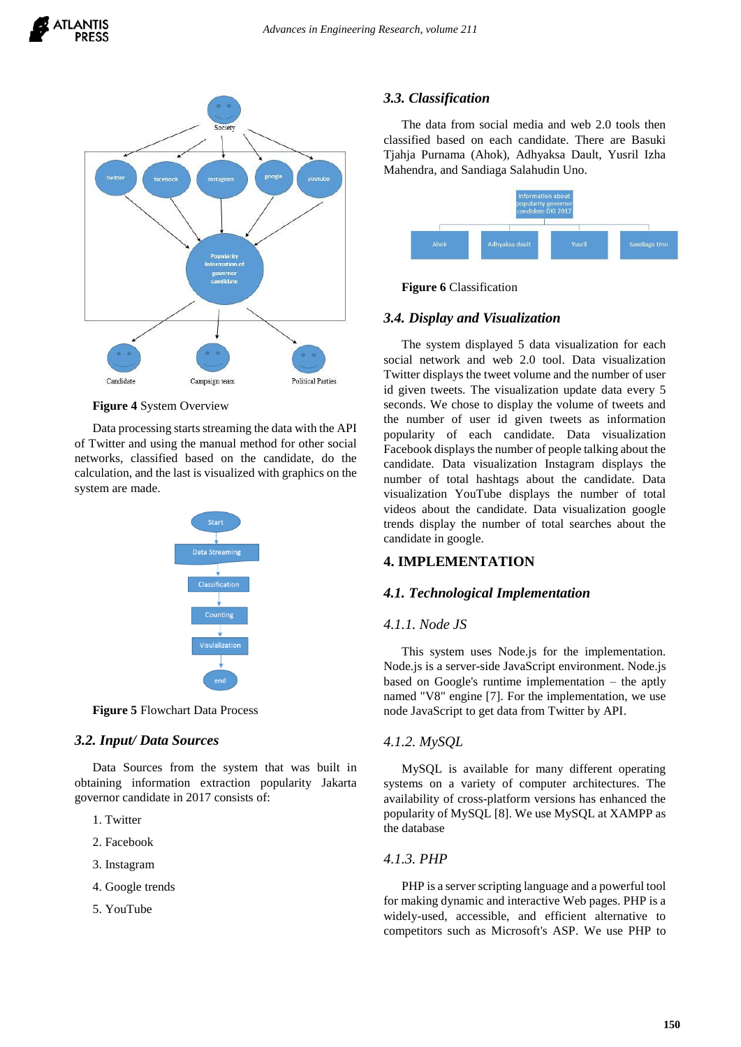**Figure 4** System Overview

Data processing starts streaming the data with the API of Twitter and using the manual method for other social networks, classified based on the candidate, do the calculation, and the last is visualized with graphics on the system are made.

**Figure 5** Flowchart Data Process

### *3.2. Input/ Data Sources*

Data Sources from the system that was built in obtaining information extraction popularity Jakarta governor candidate in 2017 consists of:

1. Twitter
2. Facebook
3. Instagram
4. Google trends
5. YouTube

### *3.3. Classification*

The data from social media and web 2.0 tools then classified based on each candidate. There are Basuki Tjahja Purnama (Ahok), Adhyaksa Dault, Yusril Izha Mahendra, and Sandiaga Salahudin Uno.

**Figure 6** Classification

### *3.4. Display and Visualization*

The system displayed 5 data visualization for each social network and web 2.0 tool. Data visualization Twitter displays the tweet volume and the number of user id given tweets. The visualization update data every 5 seconds. We chose to display the volume of tweets and the number of user id given tweets as information popularity of each candidate. Data visualization Facebook displays the number of people talking about the candidate. Data visualization Instagram displays the number of total hashtags about the candidate. Data visualization YouTube displays the number of total videos about the candidate. Data visualization google trends display the number of total searches about the candidate in google.

## 4. IMPLEMENTATION

### *4.1. Technological Implementation*

#### *4.1.1. Node JS*

This system uses Node.js for the implementation. Node.js is a server-side JavaScript environment. Node.js based on Google's runtime implementation – the aptly named "V8" engine [7]. For the implementation, we use node JavaScript to get data from Twitter by API.

#### *4.1.2. MySQL*

MySQL is available for many different operating systems on a variety of computer architectures. The availability of cross-platform versions has enhanced the popularity of MySQL [8]. We use MySQL at XAMPP as the database

#### *4.1.3. PHP*

PHP is a server scripting language and a powerful tool for making dynamic and interactive Web pages. PHP is a widely-used, accessible, and efficient alternative to competitors such as Microsoft's ASP. We use PHP to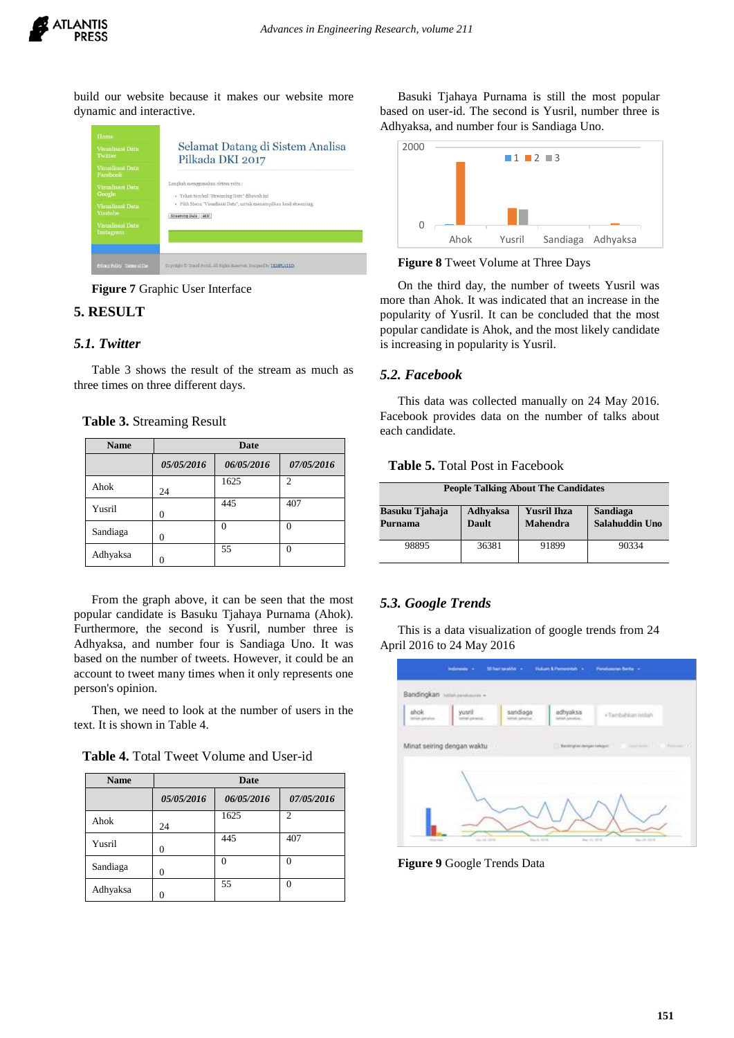build our website because it makes our website more dynamic and interactive.

Figure 7 Graphic User Interface

## 5. RESULT

### *5.1. Twitter*

Table 3 shows the result of the stream as much as three times on three different days.

**Table 3.** Streaming Result

| Name | Date | | |
|---|---|---|---|
| | *05/05/2016* | *06/05/2016* | *07/05/2016* |
| Ahok | 24 | 1625 | 2 |
| Yusril | 0 | 445 | 407 |
| Sandiaga | 0 | 0 | 0 |
| Adhyaksa | 0 | 55 | 0 |

From the graph above, it can be seen that the most popular candidate is Basuku Tjahaya Purnama (Ahok). Furthermore, the second is Yusril, number three is Adhyaksa, and number four is Sandiaga Uno. It was based on the number of tweets. However, it could be an account to tweet many times when it only represents one person's opinion.

Then, we need to look at the number of users in the text. It is shown in Table 4.

**Table 4.** Total Tweet Volume and User-id

| Name | Date | | |
|---|---|---|---|
| | *05/05/2016* | *06/05/2016* | *07/05/2016* |
| Ahok | 24 | 1625 | 2 |
| Yusril | 0 | 445 | 407 |
| Sandiaga | 0 | 0 | 0 |
| Adhyaksa | 0 | 55 | 0 |

Basuki Tjahaya Purnama is still the most popular based on user-id. The second is Yusril, number three is Adhyaksa, and number four is Sandiaga Uno.

**Figure 8** Tweet Volume at Three Days

On the third day, the number of tweets Yusril was more than Ahok. It was indicated that an increase in the popularity of Yusril. It can be concluded that the most popular candidate is Ahok, and the most likely candidate is increasing in popularity is Yusril.

### *5.2. Facebook*

This data was collected manually on 24 May 2016. Facebook provides data on the number of talks about each candidate.

**Table 5.** Total Post in Facebook

| People Talking About The Candidates | | | |
|---|---|---|---|
| **Basuku Tjahaja Purnama** | **Adhyaksa Dault** | **Yusril Ihza Mahendra** | **Sandiaga Salahuddin Uno** |
| 98895 | 36381 | 91899 | 90334 |

### *5.3. Google Trends*

This is a data visualization of google trends from 24 April 2016 to 24 May 2016

**Figure 9** Google Trends Data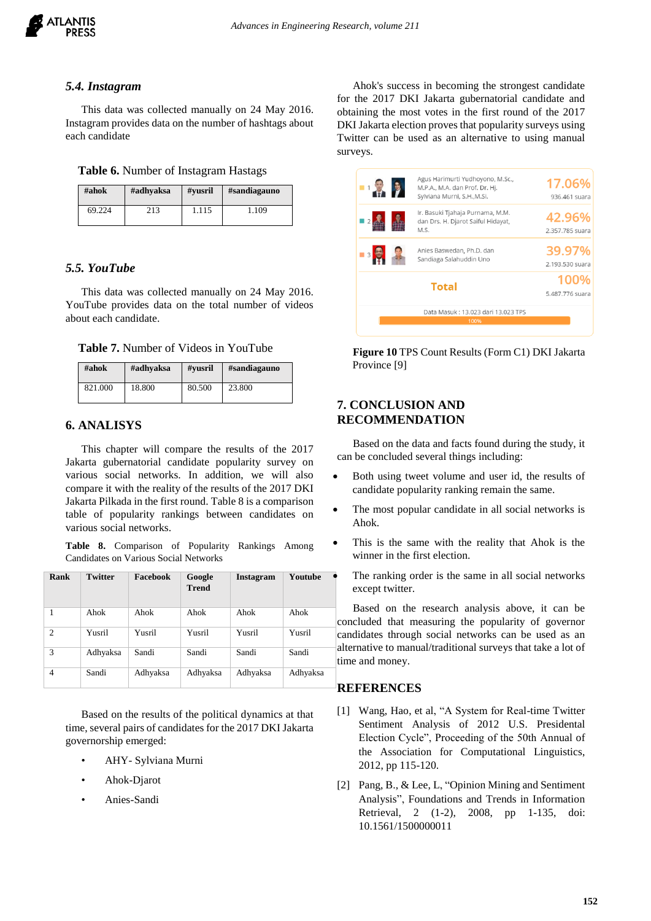### 5.4. Instagram

This data was collected manually on 24 May 2016. Instagram provides data on the number of hashtags about each candidate

**Table 6.** Number of Instagram Hastags

| #ahok | #adhyaksa | #yusril | #sandiagauno |
|---|---|---|---|
| 69.224 | 213 | 1.115 | 1.109 |

### 5.5. YouTube

This data was collected manually on 24 May 2016. YouTube provides data on the total number of videos about each candidate.

**Table 7.** Number of Videos in YouTube

| #ahok | #adhyaksa | #yusril | #sandiagauno |
|---|---|---|---|
| 821.000 | 18.800 | 80.500 | 23.800 |

## 6. ANALISYS

This chapter will compare the results of the 2017 Jakarta gubernatorial candidate popularity survey on various social networks. In addition, we will also compare it with the reality of the results of the 2017 DKI Jakarta Pilkada in the first round. Table 8 is a comparison table of popularity rankings between candidates on various social networks.

**Table 8.** Comparison of Popularity Rankings Among Candidates on Various Social Networks

| Rank | Twitter | Facebook | Google Trend | Instagram | Youtube |
|---|---|---|---|---|---|
| 1 | Ahok | Ahok | Ahok | Ahok | Ahok |
| 2 | Yusril | Yusril | Yusril | Yusril | Yusril |
| 3 | Adhyaksa | Sandi | Sandi | Sandi | Sandi |
| 4 | Sandi | Adhyaksa | Adhyaksa | Adhyaksa | Adhyaksa |

Based on the results of the political dynamics at that time, several pairs of candidates for the 2017 DKI Jakarta governorship emerged:

- AHY- Sylviana Murni
- Ahok-Djarot
- Anies-Sandi

Ahok's success in becoming the strongest candidate for the 2017 DKI Jakarta gubernatorial candidate and obtaining the most votes in the first round of the 2017 DKI Jakarta election proves that popularity surveys using Twitter can be used as an alternative to using manual surveys.

| No | Candidate | Percentage | Votes |
|---|---|---|---|
| 1 | Agus Harimurti Yudhoyono, M.Sc., M.P.A., M.A. dan Prof. Dr. Hj. Sylviana Murni, S.H.,M.Si. | 17.06% | 936.461 suara |
| 2 | Ir. Basuki Tjahaja Purnama, M.M. dan Drs. H. Djarot Saiful Hidayat, M.S. | 42.96% | 2.357.785 suara |
| 3 | Anies Baswedan, Ph.D. dan Sandiaga Salahuddin Uno | 39.97% | 2.193.530 suara |
| | Total | 100% | 5.487.776 suara |

Data Masuk : 13.023 dari 13.023 TPS (100%)

**Figure 10** TPS Count Results (Form C1) DKI Jakarta Province [9]

## 7. CONCLUSION AND RECOMMENDATION

Based on the data and facts found during the study, it can be concluded several things including:

- Both using tweet volume and user id, the results of candidate popularity ranking remain the same.
- The most popular candidate in all social networks is Ahok.
- This is the same with the reality that Ahok is the winner in the first election.
- The ranking order is the same in all social networks except twitter.

Based on the research analysis above, it can be concluded that measuring the popularity of governor candidates through social networks can be used as an alternative to manual/traditional surveys that take a lot of time and money.

## REFERENCES

[1] Wang, Hao, et al, "A System for Real-time Twitter Sentiment Analysis of 2012 U.S. Presidential Election Cycle", Proceeding of the 50th Annual of the Association for Computational Linguistics, 2012, pp 115-120.

[2] Pang, B., & Lee, L, "Opinion Mining and Sentiment Analysis", Foundations and Trends in Information Retrieval, 2 (1-2), 2008, pp 1-135, doi: 10.1561/1500000011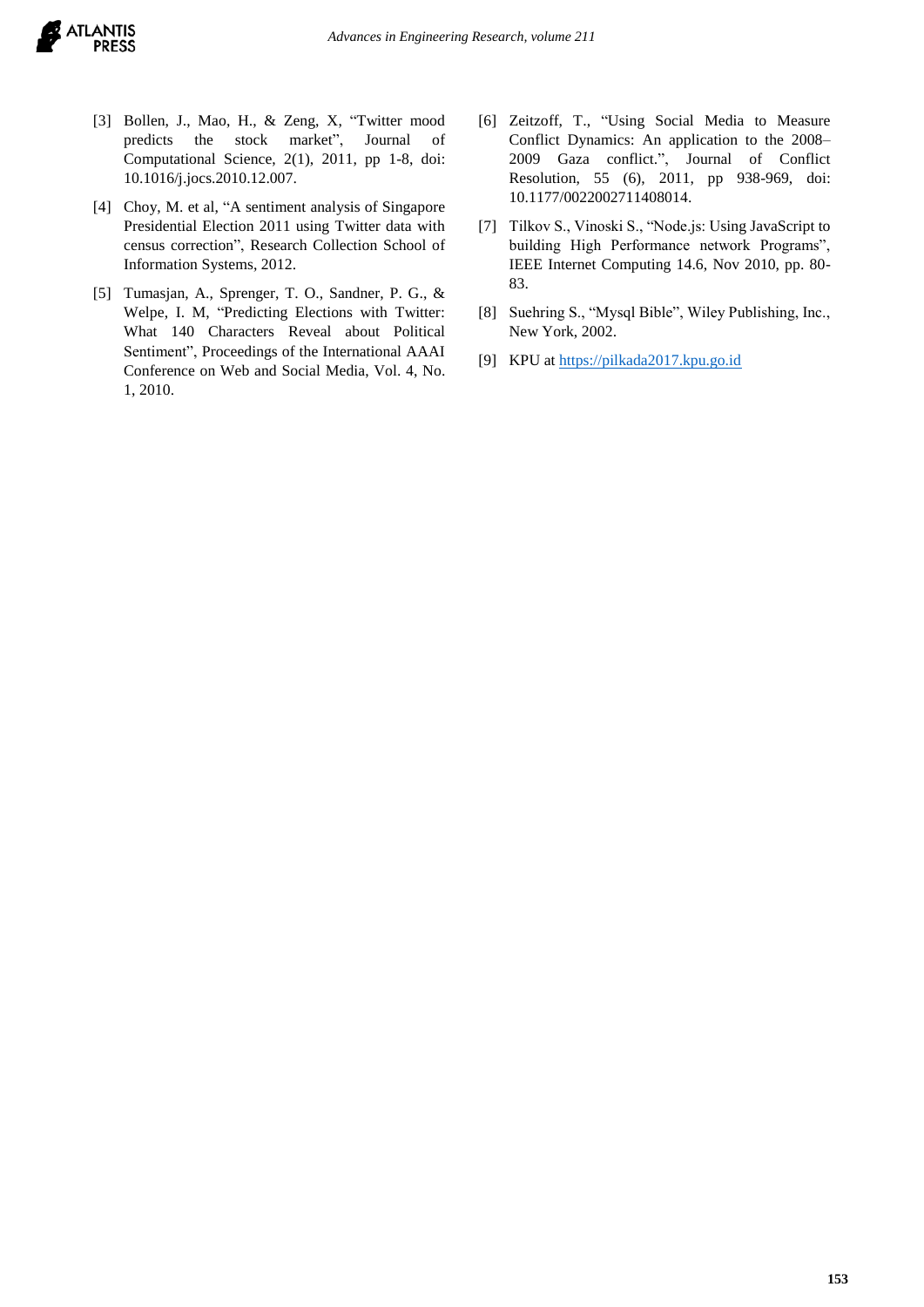[3] Bollen, J., Mao, H., & Zeng, X, "Twitter mood predicts the stock market", Journal of Computational Science, 2(1), 2011, pp 1-8, doi: 10.1016/j.jocs.2010.12.007.

[4] Choy, M. et al, "A sentiment analysis of Singapore Presidential Election 2011 using Twitter data with census correction", Research Collection School of Information Systems, 2012.

[5] Tumasjan, A., Sprenger, T. O., Sandner, P. G., & Welpe, I. M, "Predicting Elections with Twitter: What 140 Characters Reveal about Political Sentiment", Proceedings of the International AAAI Conference on Web and Social Media, Vol. 4, No. 1, 2010.

[6] Zeitzoff, T., "Using Social Media to Measure Conflict Dynamics: An application to the 2008–2009 Gaza conflict.", Journal of Conflict Resolution, 55 (6), 2011, pp 938-969, doi: 10.1177/0022002711408014.

[7] Tilkov S., Vinoski S., "Node.js: Using JavaScript to building High Performance network Programs", IEEE Internet Computing 14.6, Nov 2010, pp. 80-83.

[8] Suehring S., "Mysql Bible", Wiley Publishing, Inc., New York, 2002.

[9] KPU at https://pilkada2017.kpu.go.id